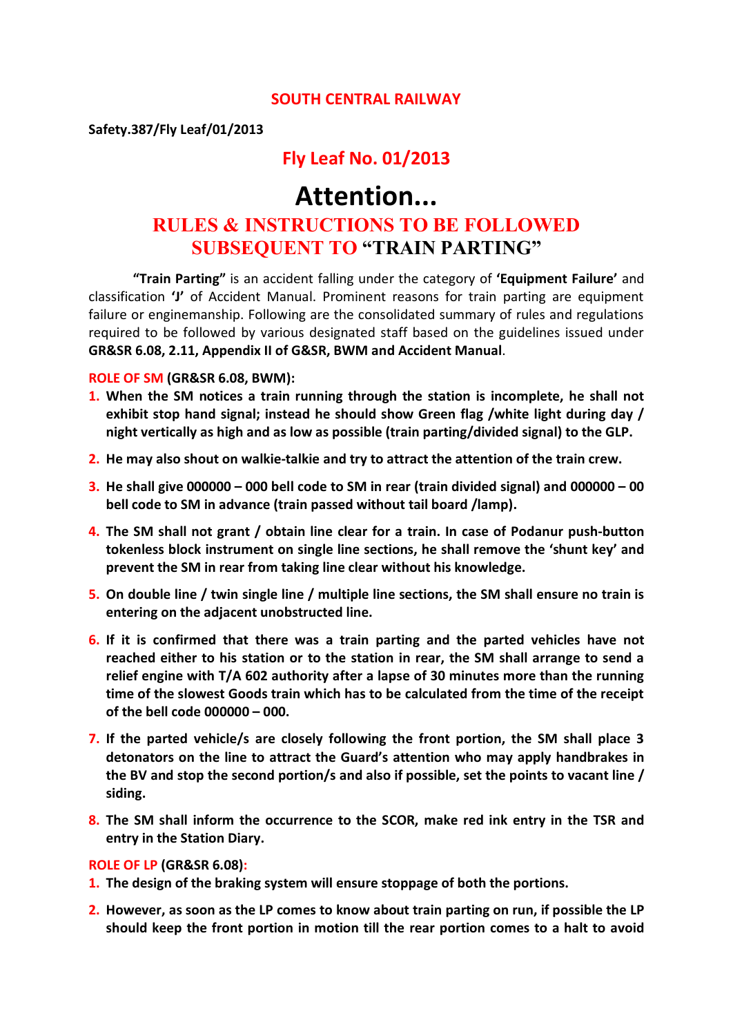## SOUTH CENTRAL RAILWAY

**Safety.387/Fly Leaf/01/2013**

## Fly Leaf No. 01/2013

# Attention...

## RULES & INSTRUCTIONS TO BE FOLLOWED SUBSEQUENT TO "TRAIN PARTING"

**"Train Parting"** is an accident falling under the category of **'Equipment Failure'** and classification **'J'** of Accident Manual. Prominent reasons for train parting are equipment failure or enginemanship. Following are the consolidated summary of rules and regulations required to be followed by various designated staff based on the guidelines issued under **GR&SR 6.08, 2.11, Appendix II of G&SR, BWM and Accident Manual**.

**ROLE OF SM (GR&SR 6.08, BWM):**

1. **When the SM notices a train running through the station is incomplete, he shall not exhibit stop hand signal; instead he should show Green flag /white light during day / night vertically as high and as low as possible (train parting/divided signal) to the GLP.**
2. **He may also shout on walkie-talkie and try to attract the attention of the train crew.**
3. **He shall give 000000 – 000 bell code to SM in rear (train divided signal) and 000000 – 00 bell code to SM in advance (train passed without tail board /lamp).**
4. **The SM shall not grant / obtain line clear for a train. In case of Podanur push-button tokenless block instrument on single line sections, he shall remove the 'shunt key' and prevent the SM in rear from taking line clear without his knowledge.**
5. **On double line / twin single line / multiple line sections, the SM shall ensure no train is entering on the adjacent unobstructed line.**
6. **If it is confirmed that there was a train parting and the parted vehicles have not reached either to his station or to the station in rear, the SM shall arrange to send a relief engine with T/A 602 authority after a lapse of 30 minutes more than the running time of the slowest Goods train which has to be calculated from the time of the receipt of the bell code 000000 – 000.**
7. **If the parted vehicle/s are closely following the front portion, the SM shall place 3 detonators on the line to attract the Guard's attention who may apply handbrakes in the BV and stop the second portion/s and also if possible, set the points to vacant line / siding.**
8. **The SM shall inform the occurrence to the SCOR, make red ink entry in the TSR and entry in the Station Diary.**

**ROLE OF LP (GR&SR 6.08):**

1. **The design of the braking system will ensure stoppage of both the portions.**
2. **However, as soon as the LP comes to know about train parting on run, if possible the LP should keep the front portion in motion till the rear portion comes to a halt to avoid**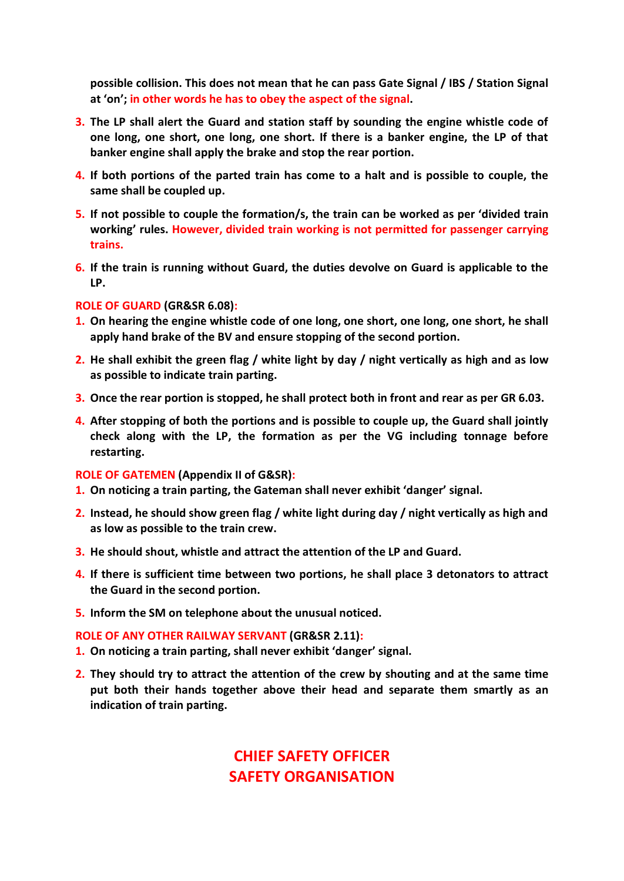**possible collision. This does not mean that he can pass Gate Signal / IBS / Station Signal at 'on'; in other words he has to obey the aspect of the signal.**

3. **The LP shall alert the Guard and station staff by sounding the engine whistle code of one long, one short, one long, one short. If there is a banker engine, the LP of that banker engine shall apply the brake and stop the rear portion.**
4. **If both portions of the parted train has come to a halt and is possible to couple, the same shall be coupled up.**
5. **If not possible to couple the formation/s, the train can be worked as per 'divided train working' rules. However, divided train working is not permitted for passenger carrying trains.**
6. **If the train is running without Guard, the duties devolve on Guard is applicable to the LP.**

**ROLE OF GUARD (GR&SR 6.08):**

1. **On hearing the engine whistle code of one long, one short, one long, one short, he shall apply hand brake of the BV and ensure stopping of the second portion.**
2. **He shall exhibit the green flag / white light by day / night vertically as high and as low as possible to indicate train parting.**
3. **Once the rear portion is stopped, he shall protect both in front and rear as per GR 6.03.**
4. **After stopping of both the portions and is possible to couple up, the Guard shall jointly check along with the LP, the formation as per the VG including tonnage before restarting.**

**ROLE OF GATEMEN (Appendix II of G&SR):**

1. **On noticing a train parting, the Gateman shall never exhibit 'danger' signal.**
2. **Instead, he should show green flag / white light during day / night vertically as high and as low as possible to the train crew.**
3. **He should shout, whistle and attract the attention of the LP and Guard.**
4. **If there is sufficient time between two portions, he shall place 3 detonators to attract the Guard in the second portion.**
5. **Inform the SM on telephone about the unusual noticed.**

**ROLE OF ANY OTHER RAILWAY SERVANT (GR&SR 2.11):**

1. **On noticing a train parting, shall never exhibit 'danger' signal.**
2. **They should try to attract the attention of the crew by shouting and at the same time put both their hands together above their head and separate them smartly as an indication of train parting.**

**CHIEF SAFETY OFFICER**
**SAFETY ORGANISATION**